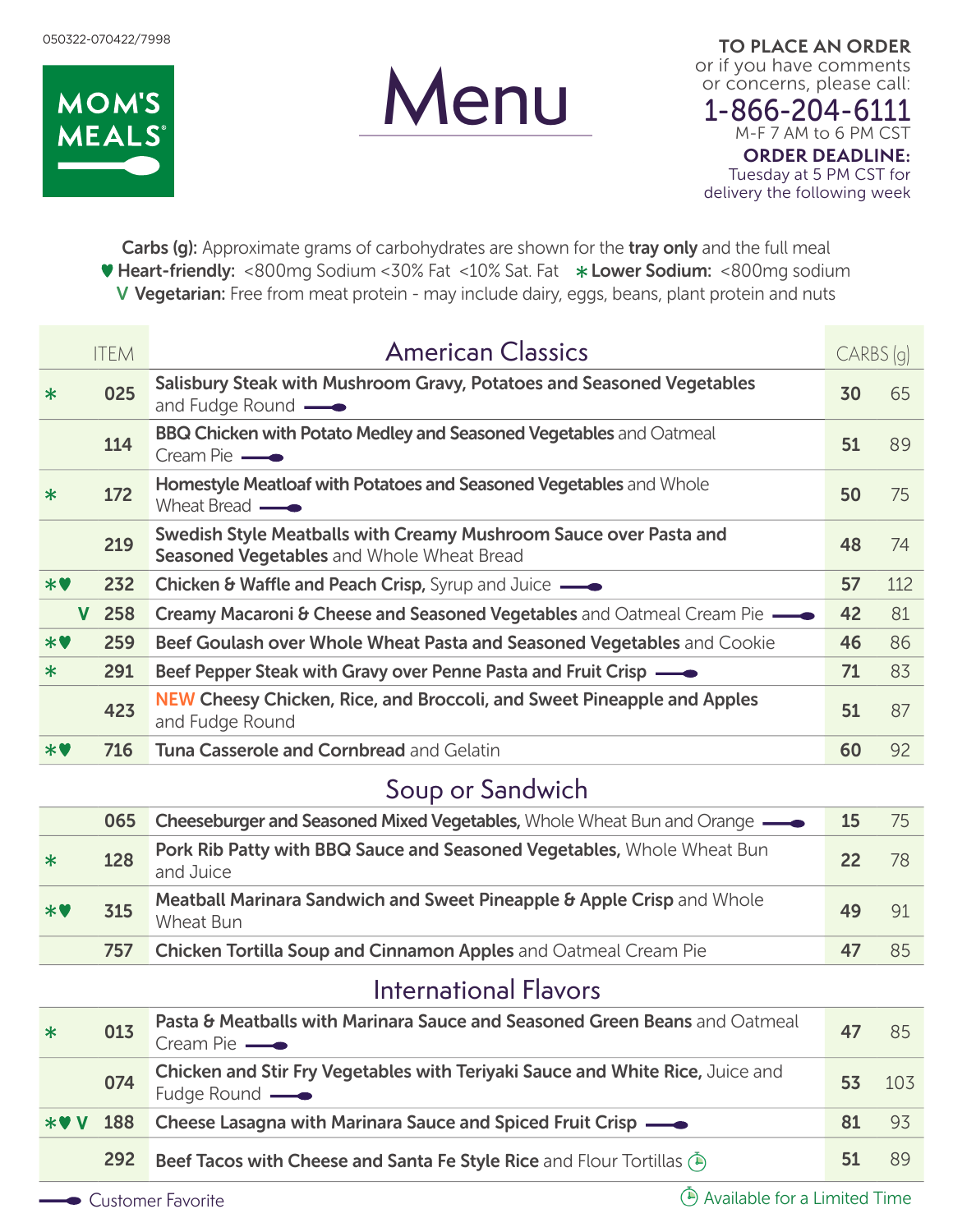050322-070422/7998

MOM'S MEALS®

# Menu

**TO PLACE AN ORDER**
or if you have comments or concerns, please call:

**1-866-204-6111**
M-F 7 AM to 6 PM CST

**ORDER DEADLINE:**
Tuesday at 5 PM CST for delivery the following week

**Carbs (g):** Approximate grams of carbohydrates are shown for the **tray only** and the full meal
♥ **Heart-friendly:** <800mg Sodium <30% Fat <10% Sat. Fat ✱ **Lower Sodium:** <800mg sodium
V **Vegetarian:** Free from meat protein - may include dairy, eggs, beans, plant protein and nuts

## American Classics

| | ITEM | American Classics | CARBS (g) | |
|---|---|---|---|---|
| ✱ | 025 | **Salisbury Steak with Mushroom Gravy, Potatoes and Seasoned Vegetables** and Fudge Round (Customer Favorite) | **30** | 65 |
| | 114 | **BBQ Chicken with Potato Medley and Seasoned Vegetables** and Oatmeal Cream Pie (Customer Favorite) | **51** | 89 |
| ✱ | 172 | **Homestyle Meatloaf with Potatoes and Seasoned Vegetables** and Whole Wheat Bread (Customer Favorite) | **50** | 75 |
| | 219 | **Swedish Style Meatballs with Creamy Mushroom Sauce over Pasta and Seasoned Vegetables** and Whole Wheat Bread | **48** | 74 |
| ✱♥ | 232 | **Chicken & Waffle and Peach Crisp,** Syrup and Juice (Customer Favorite) | **57** | 112 |
| V | 258 | **Creamy Macaroni & Cheese and Seasoned Vegetables** and Oatmeal Cream Pie (Customer Favorite) | **42** | 81 |
| ✱♥ | 259 | **Beef Goulash over Whole Wheat Pasta and Seasoned Vegetables** and Cookie | **46** | 86 |
| ✱ | 291 | **Beef Pepper Steak with Gravy over Penne Pasta and Fruit Crisp** (Customer Favorite) | **71** | 83 |
| | 423 | NEW **Cheesy Chicken, Rice, and Broccoli, and Sweet Pineapple and Apples** and Fudge Round | **51** | 87 |
| ✱♥ | 716 | **Tuna Casserole and Cornbread** and Gelatin | **60** | 92 |

## Soup or Sandwich

| | ITEM | Soup or Sandwich | CARBS (g) | |
|---|---|---|---|---|
| | 065 | **Cheeseburger and Seasoned Mixed Vegetables,** Whole Wheat Bun and Orange (Customer Favorite) | **15** | 75 |
| ✱ | 128 | **Pork Rib Patty with BBQ Sauce and Seasoned Vegetables,** Whole Wheat Bun and Juice | **22** | 78 |
| ✱♥ | 315 | **Meatball Marinara Sandwich and Sweet Pineapple & Apple Crisp** and Whole Wheat Bun | **49** | 91 |
| | 757 | **Chicken Tortilla Soup and Cinnamon Apples** and Oatmeal Cream Pie | **47** | 85 |

## International Flavors

| | ITEM | International Flavors | CARBS (g) | |
|---|---|---|---|---|
| ✱ | 013 | **Pasta & Meatballs with Marinara Sauce and Seasoned Green Beans** and Oatmeal Cream Pie (Customer Favorite) | **47** | 85 |
| | 074 | **Chicken and Stir Fry Vegetables with Teriyaki Sauce and White Rice,** Juice and Fudge Round (Customer Favorite) | **53** | 103 |
| ✱♥ V | 188 | **Cheese Lasagna with Marinara Sauce and Spiced Fruit Crisp** (Customer Favorite) | **81** | 93 |
| | 292 | **Beef Tacos with Cheese and Santa Fe Style Rice** and Flour Tortillas (Available for a Limited Time) | **51** | 89 |

Customer Favorite | Available for a Limited Time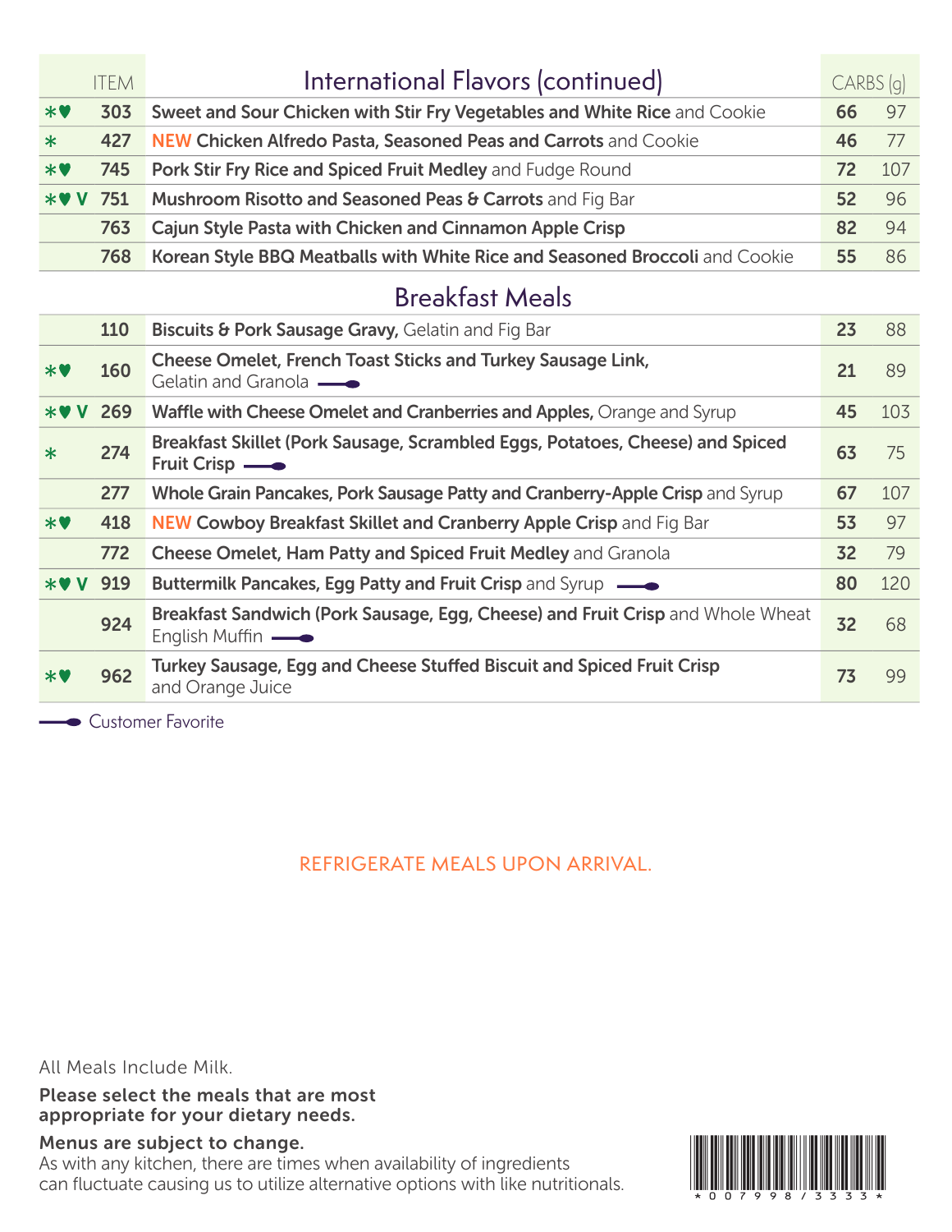| | ITEM | International Flavors (continued) | CARBS (g) | |
|---|---|---|---|---|
| *♥ | 303 | **Sweet and Sour Chicken with Stir Fry Vegetables and White Rice** and Cookie | **66** | 97 |
| * | 427 | NEW **Chicken Alfredo Pasta, Seasoned Peas and Carrots** and Cookie | **46** | 77 |
| *♥ | 745 | **Pork Stir Fry Rice and Spiced Fruit Medley** and Fudge Round | **72** | 107 |
| *♥ V | 751 | **Mushroom Risotto and Seasoned Peas & Carrots** and Fig Bar | **52** | 96 |
| | 763 | **Cajun Style Pasta with Chicken and Cinnamon Apple Crisp** | **82** | 94 |
| | 768 | **Korean Style BBQ Meatballs with White Rice and Seasoned Broccoli** and Cookie | **55** | 86 |

## Breakfast Meals

| | ITEM | Breakfast Meals | CARBS (g) | |
|---|---|---|---|---|
| | 110 | **Biscuits & Pork Sausage Gravy,** Gelatin and Fig Bar | **23** | 88 |
| *♥ | 160 | **Cheese Omelet, French Toast Sticks and Turkey Sausage Link,** Gelatin and Granola (Customer Favorite) | **21** | 89 |
| *♥ V | 269 | **Waffle with Cheese Omelet and Cranberries and Apples,** Orange and Syrup | **45** | 103 |
| * | 274 | **Breakfast Skillet (Pork Sausage, Scrambled Eggs, Potatoes, Cheese) and Spiced Fruit Crisp** (Customer Favorite) | **63** | 75 |
| | 277 | **Whole Grain Pancakes, Pork Sausage Patty and Cranberry-Apple Crisp** and Syrup | **67** | 107 |
| *♥ | 418 | NEW **Cowboy Breakfast Skillet and Cranberry Apple Crisp** and Fig Bar | **53** | 97 |
| | 772 | **Cheese Omelet, Ham Patty and Spiced Fruit Medley** and Granola | **32** | 79 |
| *♥ V | 919 | **Buttermilk Pancakes, Egg Patty and Fruit Crisp** and Syrup (Customer Favorite) | **80** | 120 |
| | 924 | **Breakfast Sandwich (Pork Sausage, Egg, Cheese) and Fruit Crisp** and Whole Wheat English Muffin (Customer Favorite) | **32** | 68 |
| *♥ | 962 | **Turkey Sausage, Egg and Cheese Stuffed Biscuit and Spiced Fruit Crisp** and Orange Juice | **73** | 99 |

Customer Favorite

REFRIGERATE MEALS UPON ARRIVAL.

All Meals Include Milk.

**Please select the meals that are most appropriate for your dietary needs.**

**Menus are subject to change.**
As with any kitchen, there are times when availability of ingredients can fluctuate causing us to utilize alternative options with like nutritionals.

*007998/3333*